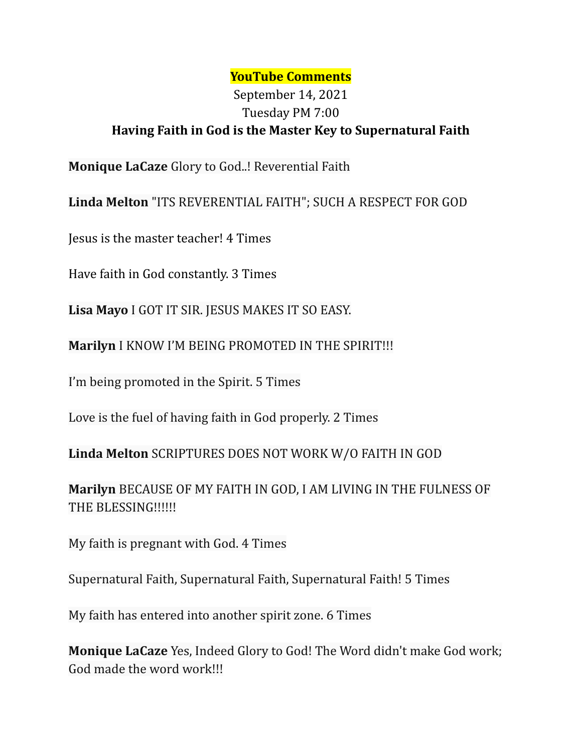**YouTube Comments**

September 14, 2021

Tuesday PM 7:00

**Having Faith in God is the Master Key to Supernatural Faith**

**Monique LaCaze** Glory to God..! Reverential Faith

**Linda Melton** "ITS REVERENTIAL FAITH"; SUCH A RESPECT FOR GOD

Jesus is the master teacher! 4 Times

Have faith in God constantly. 3 Times

**Lisa Mayo** I GOT IT SIR. JESUS MAKES IT SO EASY.

**Marilyn** I KNOW I'M BEING PROMOTED IN THE SPIRIT!!!

I'm being promoted in the Spirit. 5 Times

Love is the fuel of having faith in God properly. 2 Times

**Linda Melton** SCRIPTURES DOES NOT WORK W/O FAITH IN GOD

**Marilyn** BECAUSE OF MY FAITH IN GOD, I AM LIVING IN THE FULNESS OF THE BLESSING!!!!!!

My faith is pregnant with God. 4 Times

Supernatural Faith, Supernatural Faith, Supernatural Faith! 5 Times

My faith has entered into another spirit zone. 6 Times

**Monique LaCaze** Yes, Indeed Glory to God! The Word didn't make God work; God made the word work!!!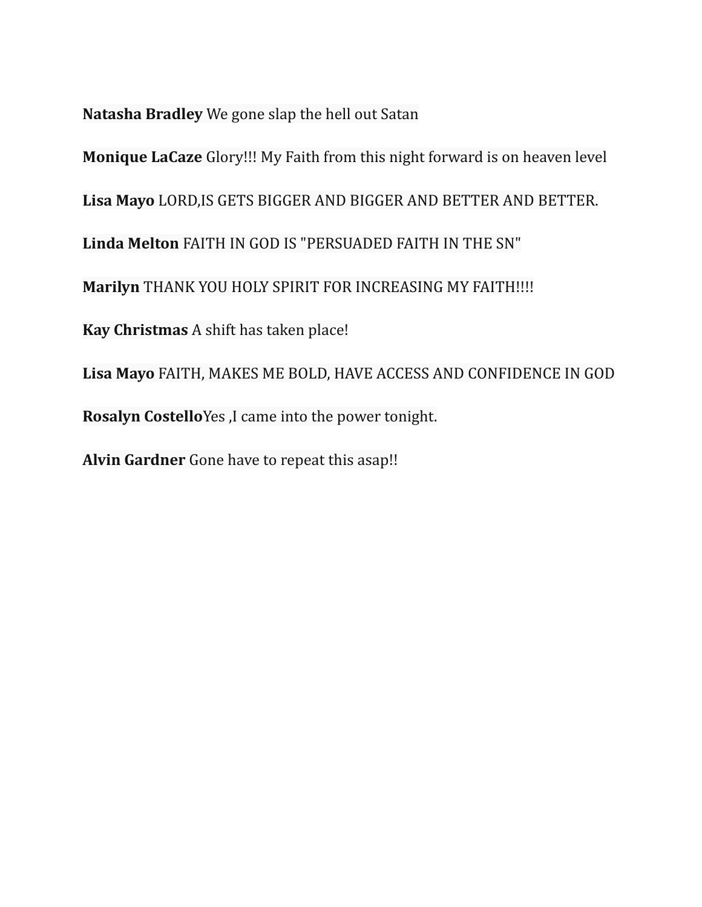**Natasha Bradley** We gone slap the hell out Satan

**Monique LaCaze** Glory!!! My Faith from this night forward is on heaven level

**Lisa Mayo** LORD,IS GETS BIGGER AND BIGGER AND BETTER AND BETTER.

**Linda Melton** FAITH IN GOD IS "PERSUADED FAITH IN THE SN"

**Marilyn** THANK YOU HOLY SPIRIT FOR INCREASING MY FAITH!!!!

**Kay Christmas** A shift has taken place!

**Lisa Mayo** FAITH, MAKES ME BOLD, HAVE ACCESS AND CONFIDENCE IN GOD

**Rosalyn Costello**Yes ,I came into the power tonight.

**Alvin Gardner** Gone have to repeat this asap!!